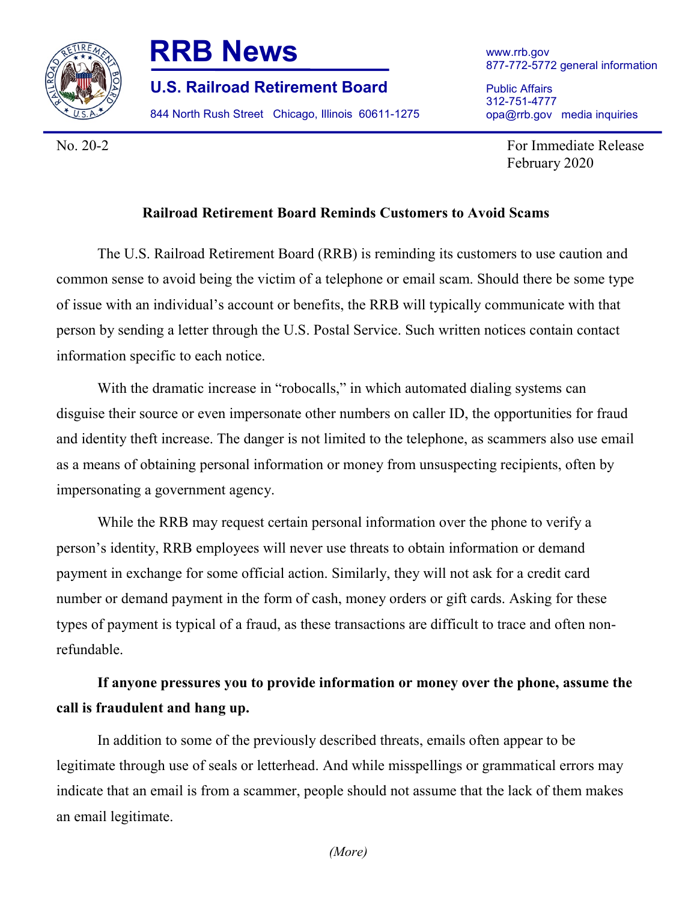# RRB News

## U.S. Railroad Retirement Board

844 North Rush Street Chicago, Illinois 60611-1275

www.rrb.gov
877-772-5772 general information

Public Affairs
312-751-4777
opa@rrb.gov media inquiries

No. 20-2

For Immediate Release
February 2020

**Railroad Retirement Board Reminds Customers to Avoid Scams**

The U.S. Railroad Retirement Board (RRB) is reminding its customers to use caution and common sense to avoid being the victim of a telephone or email scam. Should there be some type of issue with an individual's account or benefits, the RRB will typically communicate with that person by sending a letter through the U.S. Postal Service. Such written notices contain contact information specific to each notice.

With the dramatic increase in "robocalls," in which automated dialing systems can disguise their source or even impersonate other numbers on caller ID, the opportunities for fraud and identity theft increase. The danger is not limited to the telephone, as scammers also use email as a means of obtaining personal information or money from unsuspecting recipients, often by impersonating a government agency.

While the RRB may request certain personal information over the phone to verify a person's identity, RRB employees will never use threats to obtain information or demand payment in exchange for some official action. Similarly, they will not ask for a credit card number or demand payment in the form of cash, money orders or gift cards. Asking for these types of payment is typical of a fraud, as these transactions are difficult to trace and often non-refundable.

**If anyone pressures you to provide information or money over the phone, assume the call is fraudulent and hang up.**

In addition to some of the previously described threats, emails often appear to be legitimate through use of seals or letterhead. And while misspellings or grammatical errors may indicate that an email is from a scammer, people should not assume that the lack of them makes an email legitimate.

*(More)*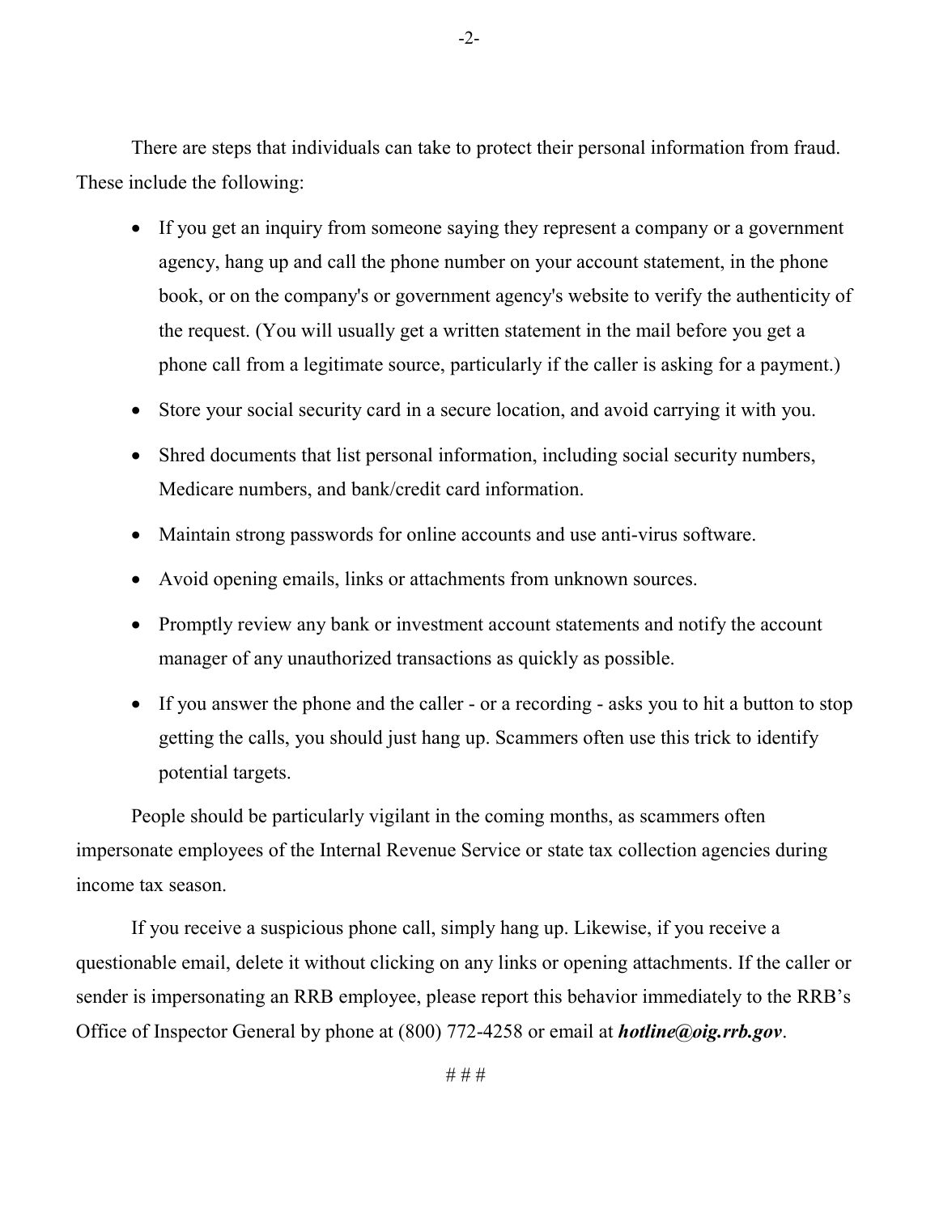There are steps that individuals can take to protect their personal information from fraud. These include the following:

- If you get an inquiry from someone saying they represent a company or a government agency, hang up and call the phone number on your account statement, in the phone book, or on the company's or government agency's website to verify the authenticity of the request. (You will usually get a written statement in the mail before you get a phone call from a legitimate source, particularly if the caller is asking for a payment.)
- Store your social security card in a secure location, and avoid carrying it with you.
- Shred documents that list personal information, including social security numbers, Medicare numbers, and bank/credit card information.
- Maintain strong passwords for online accounts and use anti-virus software.
- Avoid opening emails, links or attachments from unknown sources.
- Promptly review any bank or investment account statements and notify the account manager of any unauthorized transactions as quickly as possible.
- If you answer the phone and the caller - or a recording - asks you to hit a button to stop getting the calls, you should just hang up. Scammers often use this trick to identify potential targets.

People should be particularly vigilant in the coming months, as scammers often impersonate employees of the Internal Revenue Service or state tax collection agencies during income tax season.

If you receive a suspicious phone call, simply hang up. Likewise, if you receive a questionable email, delete it without clicking on any links or opening attachments. If the caller or sender is impersonating an RRB employee, please report this behavior immediately to the RRB's Office of Inspector General by phone at (800) 772-4258 or email at ***hotline@oig.rrb.gov***.

# # #